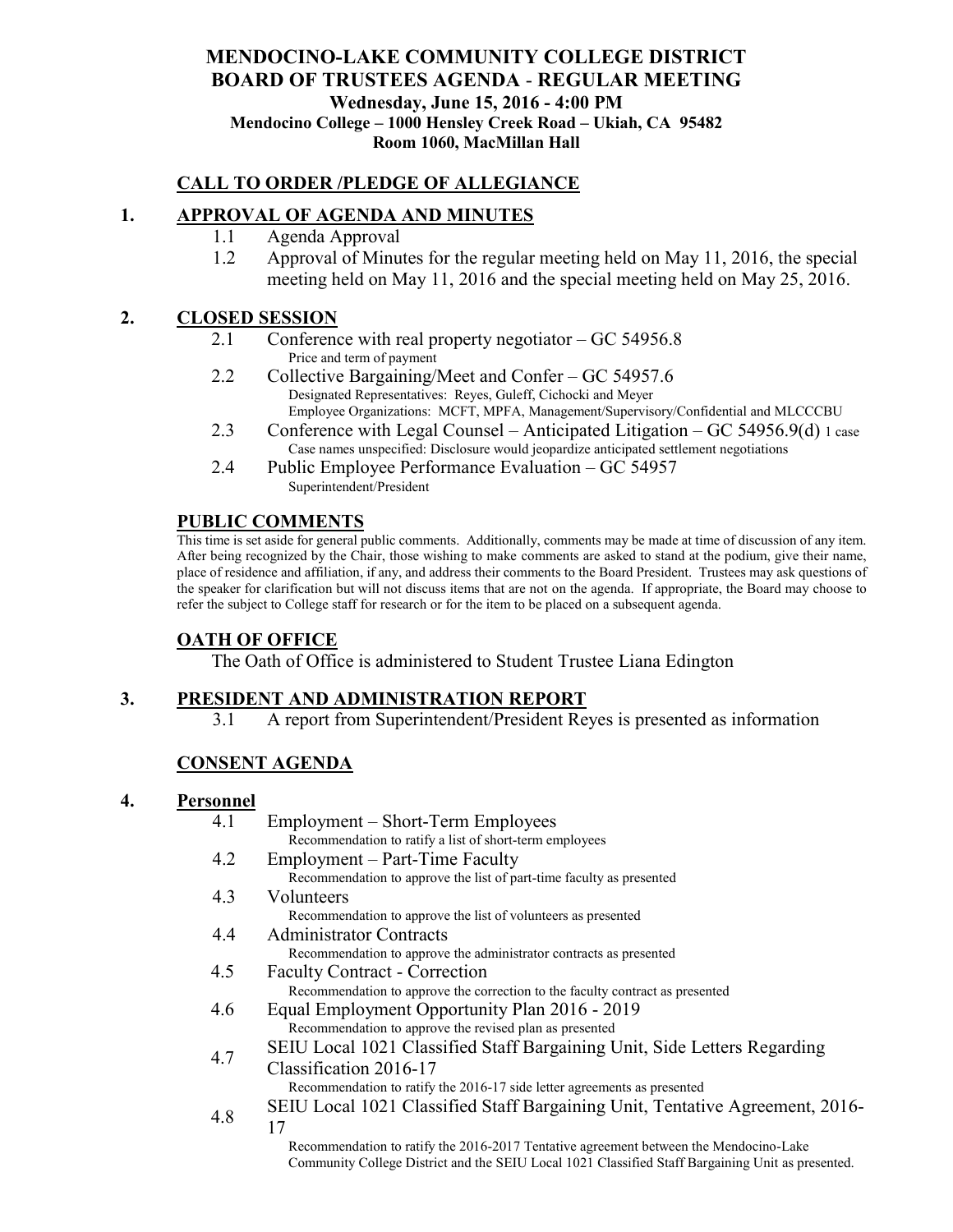# MENDOCINO-LAKE COMMUNITY COLLEGE DISTRICT
# BOARD OF TRUSTEES AGENDA - REGULAR MEETING

**Wednesday, June 15, 2016 - 4:00 PM**
**Mendocino College – 1000 Hensley Creek Road – Ukiah, CA 95482**
**Room 1060, MacMillan Hall**

## CALL TO ORDER /PLEDGE OF ALLEGIANCE

## 1. APPROVAL OF AGENDA AND MINUTES

1.1 Agenda Approval

1.2 Approval of Minutes for the regular meeting held on May 11, 2016, the special meeting held on May 11, 2016 and the special meeting held on May 25, 2016.

## 2. CLOSED SESSION

2.1 Conference with real property negotiator – GC 54956.8
Price and term of payment

2.2 Collective Bargaining/Meet and Confer – GC 54957.6
Designated Representatives: Reyes, Guleff, Cichocki and Meyer
Employee Organizations: MCFT, MPFA, Management/Supervisory/Confidential and MLCCCBU

2.3 Conference with Legal Counsel – Anticipated Litigation – GC 54956.9(d) 1 case
Case names unspecified: Disclosure would jeopardize anticipated settlement negotiations

2.4 Public Employee Performance Evaluation – GC 54957
Superintendent/President

## PUBLIC COMMENTS

This time is set aside for general public comments. Additionally, comments may be made at time of discussion of any item. After being recognized by the Chair, those wishing to make comments are asked to stand at the podium, give their name, place of residence and affiliation, if any, and address their comments to the Board President. Trustees may ask questions of the speaker for clarification but will not discuss items that are not on the agenda. If appropriate, the Board may choose to refer the subject to College staff for research or for the item to be placed on a subsequent agenda.

## OATH OF OFFICE

The Oath of Office is administered to Student Trustee Liana Edington

## 3. PRESIDENT AND ADMINISTRATION REPORT

3.1 A report from Superintendent/President Reyes is presented as information

## CONSENT AGENDA

## 4. Personnel

4.1 Employment – Short-Term Employees
Recommendation to ratify a list of short-term employees

4.2 Employment – Part-Time Faculty
Recommendation to approve the list of part-time faculty as presented

4.3 Volunteers
Recommendation to approve the list of volunteers as presented

4.4 Administrator Contracts
Recommendation to approve the administrator contracts as presented

4.5 Faculty Contract - Correction
Recommendation to approve the correction to the faculty contract as presented

4.6 Equal Employment Opportunity Plan 2016 - 2019
Recommendation to approve the revised plan as presented

4.7 SEIU Local 1021 Classified Staff Bargaining Unit, Side Letters Regarding Classification 2016-17
Recommendation to ratify the 2016-17 side letter agreements as presented

4.8 SEIU Local 1021 Classified Staff Bargaining Unit, Tentative Agreement, 2016-17
Recommendation to ratify the 2016-2017 Tentative agreement between the Mendocino-Lake Community College District and the SEIU Local 1021 Classified Staff Bargaining Unit as presented.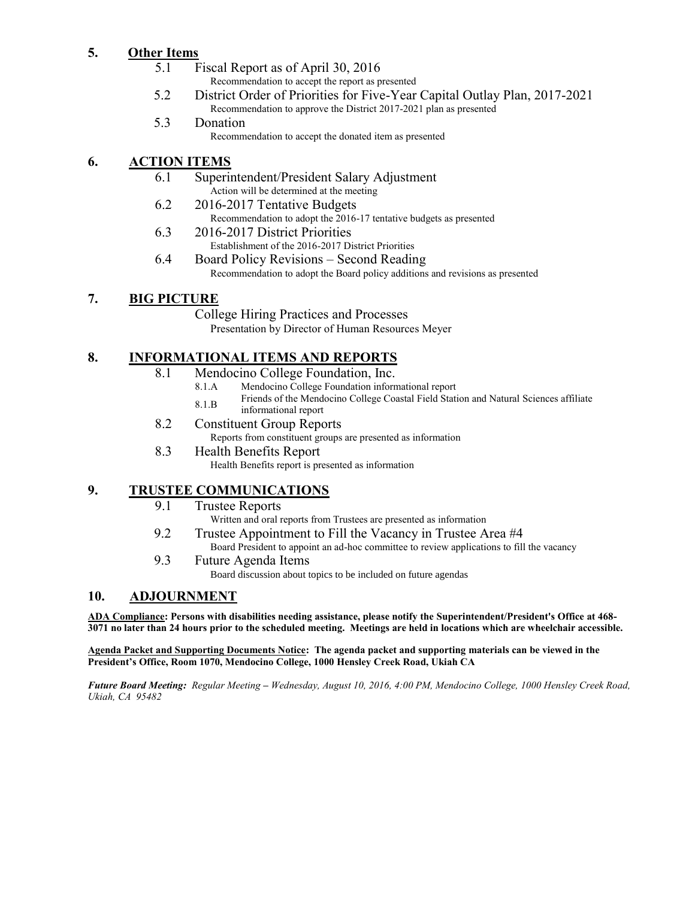## 5. Other Items

- 5.1 Fiscal Report as of April 30, 2016
  - Recommendation to accept the report as presented
- 5.2 District Order of Priorities for Five-Year Capital Outlay Plan, 2017-2021
  - Recommendation to approve the District 2017-2021 plan as presented
- 5.3 Donation
  - Recommendation to accept the donated item as presented

## 6. ACTION ITEMS

- 6.1 Superintendent/President Salary Adjustment
  - Action will be determined at the meeting
- 6.2 2016-2017 Tentative Budgets
  - Recommendation to adopt the 2016-17 tentative budgets as presented
- 6.3 2016-2017 District Priorities
  - Establishment of the 2016-2017 District Priorities
- 6.4 Board Policy Revisions – Second Reading
  - Recommendation to adopt the Board policy additions and revisions as presented

## 7. BIG PICTURE

College Hiring Practices and Processes
Presentation by Director of Human Resources Meyer

## 8. INFORMATIONAL ITEMS AND REPORTS

- 8.1 Mendocino College Foundation, Inc.
  - 8.1.A Mendocino College Foundation informational report
  - 8.1.B Friends of the Mendocino College Coastal Field Station and Natural Sciences affiliate informational report
- 8.2 Constituent Group Reports
  - Reports from constituent groups are presented as information
- 8.3 Health Benefits Report
  - Health Benefits report is presented as information

## 9. TRUSTEE COMMUNICATIONS

- 9.1 Trustee Reports
  - Written and oral reports from Trustees are presented as information
- 9.2 Trustee Appointment to Fill the Vacancy in Trustee Area #4
  - Board President to appoint an ad-hoc committee to review applications to fill the vacancy
- 9.3 Future Agenda Items
  - Board discussion about topics to be included on future agendas

## 10. ADJOURNMENT

**ADA Compliance: Persons with disabilities needing assistance, please notify the Superintendent/President's Office at 468-3071 no later than 24 hours prior to the scheduled meeting. Meetings are held in locations which are wheelchair accessible.**

**Agenda Packet and Supporting Documents Notice: The agenda packet and supporting materials can be viewed in the President's Office, Room 1070, Mendocino College, 1000 Hensley Creek Road, Ukiah CA**

***Future Board Meeting:*** *Regular Meeting – Wednesday, August 10, 2016, 4:00 PM, Mendocino College, 1000 Hensley Creek Road, Ukiah, CA 95482*